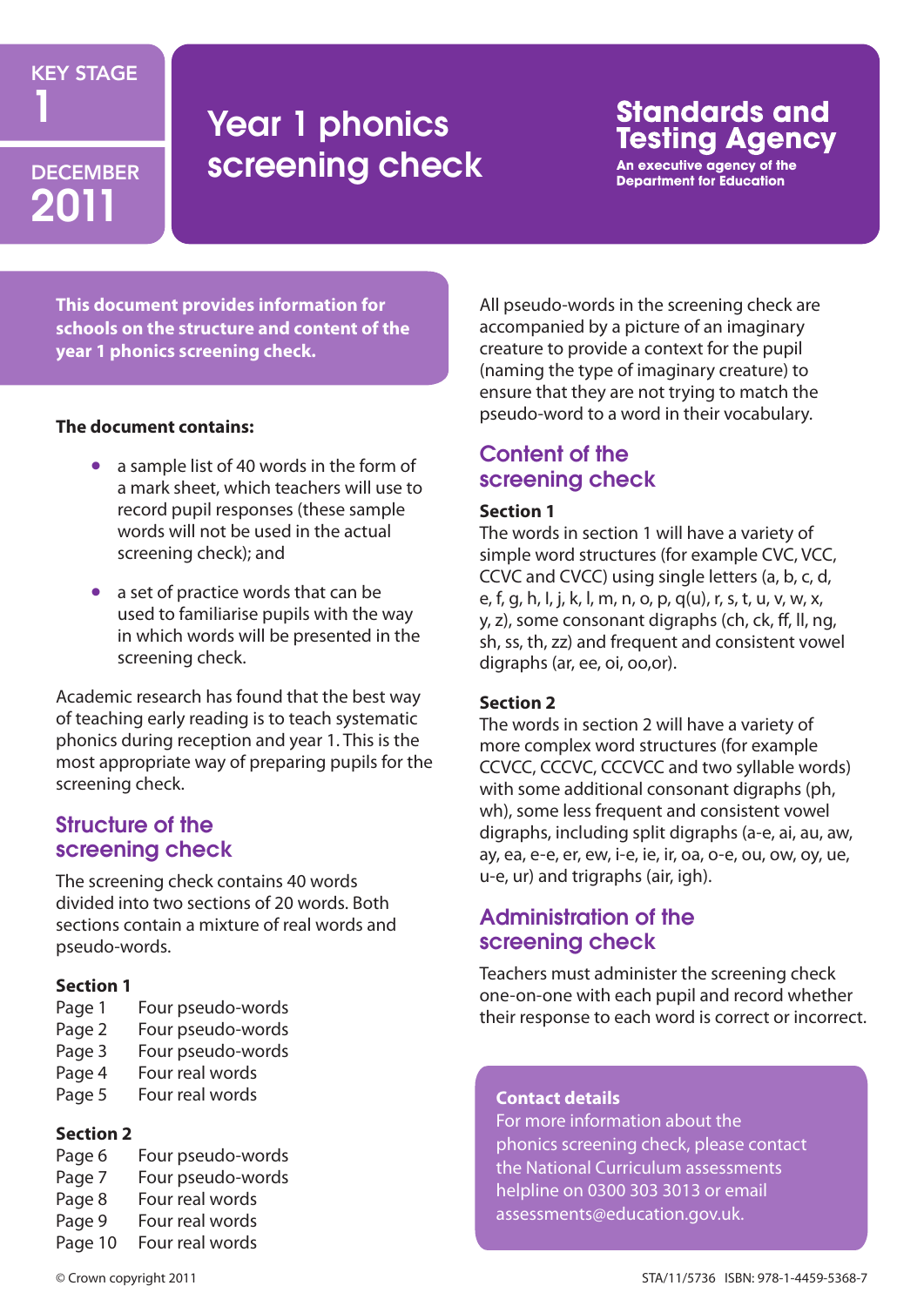KEY STAGE 1

DECEMBER 2011

# Year 1 phonics screening check

**Standards and Testing Agency**
An executive agency of the Department for Education

**This document provides information for schools on the structure and content of the year 1 phonics screening check.**

**The document contains:**

- a sample list of 40 words in the form of a mark sheet, which teachers will use to record pupil responses (these sample words will not be used in the actual screening check); and
- a set of practice words that can be used to familiarise pupils with the way in which words will be presented in the screening check.

Academic research has found that the best way of teaching early reading is to teach systematic phonics during reception and year 1. This is the most appropriate way of preparing pupils for the screening check.

## Structure of the screening check

The screening check contains 40 words divided into two sections of 20 words. Both sections contain a mixture of real words and pseudo-words.

**Section 1**

| | |
|---|---|
| Page 1 | Four pseudo-words |
| Page 2 | Four pseudo-words |
| Page 3 | Four pseudo-words |
| Page 4 | Four real words |
| Page 5 | Four real words |

**Section 2**

| | |
|---|---|
| Page 6 | Four pseudo-words |
| Page 7 | Four pseudo-words |
| Page 8 | Four real words |
| Page 9 | Four real words |
| Page 10 | Four real words |

All pseudo-words in the screening check are accompanied by a picture of an imaginary creature to provide a context for the pupil (naming the type of imaginary creature) to ensure that they are not trying to match the pseudo-word to a word in their vocabulary.

## Content of the screening check

**Section 1**
The words in section 1 will have a variety of simple word structures (for example CVC, VCC, CCVC and CVCC) using single letters (a, b, c, d, e, f, g, h, l, j, k, l, m, n, o, p, q(u), r, s, t, u, v, w, x, y, z), some consonant digraphs (ch, ck, ff, ll, ng, sh, ss, th, zz) and frequent and consistent vowel digraphs (ar, ee, oi, oo,or).

**Section 2**
The words in section 2 will have a variety of more complex word structures (for example CCVCC, CCCVC, CCCVCC and two syllable words) with some additional consonant digraphs (ph, wh), some less frequent and consistent vowel digraphs, including split digraphs (a-e, ai, au, aw, ay, ea, e-e, er, ew, i-e, ie, ir, oa, o-e, ou, ow, oy, ue, u-e, ur) and trigraphs (air, igh).

## Administration of the screening check

Teachers must administer the screening check one-on-one with each pupil and record whether their response to each word is correct or incorrect.

**Contact details**
For more information about the phonics screening check, please contact the National Curriculum assessments helpline on 0300 303 3013 or email assessments@education.gov.uk.

© Crown copyright 2011

STA/11/5736 ISBN: 978-1-4459-5368-7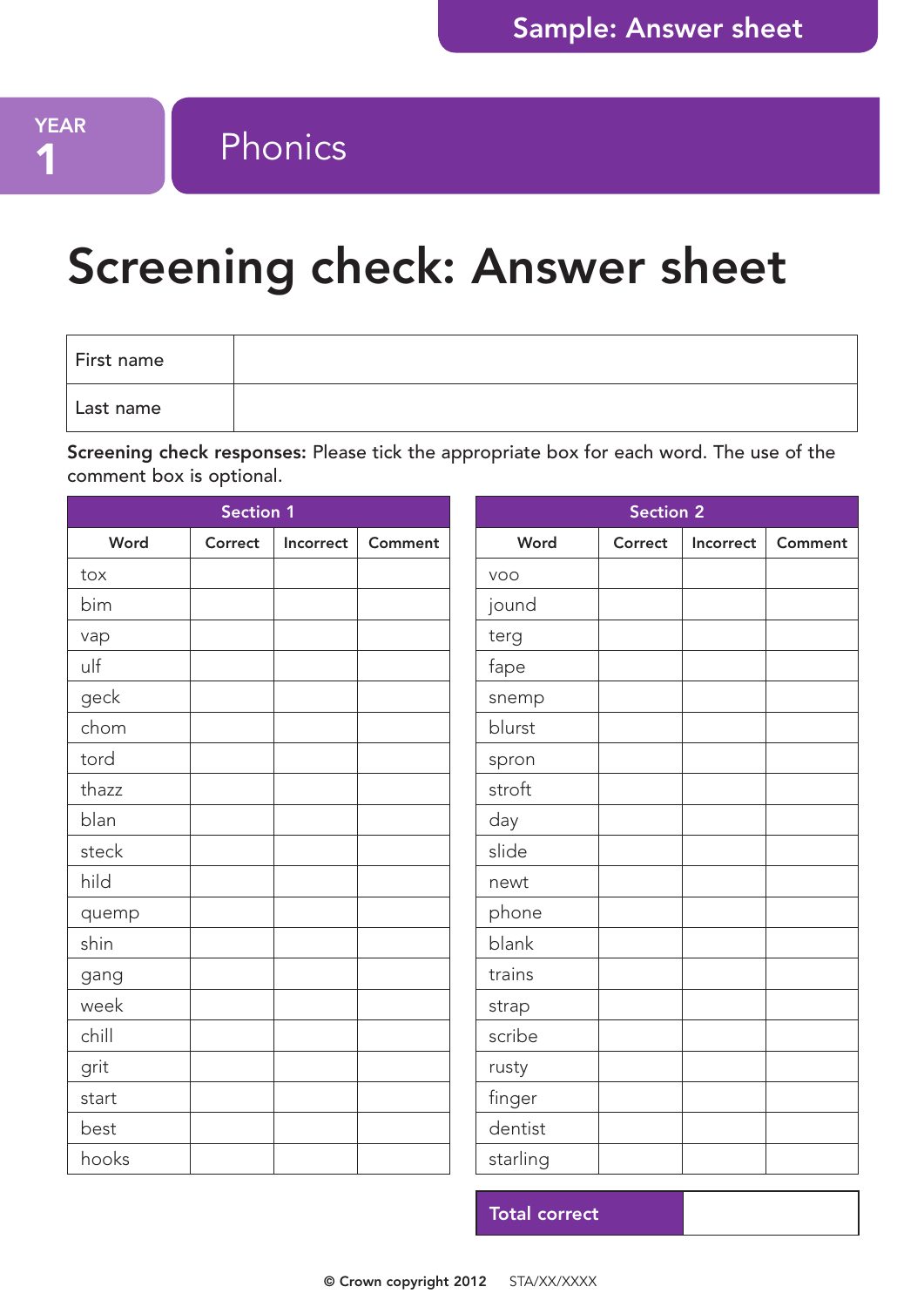Sample: Answer sheet

YEAR 1

Phonics

# Screening check: Answer sheet

| First name | |
|---|---|
| Last name | |

**Screening check responses:** Please tick the appropriate box for each word. The use of the comment box is optional.

| Section 1 | | | |
|---|---|---|---|
| Word | Correct | Incorrect | Comment |
| tox | | | |
| bim | | | |
| vap | | | |
| ulf | | | |
| geck | | | |
| chom | | | |
| tord | | | |
| thazz | | | |
| blan | | | |
| steck | | | |
| hild | | | |
| quemp | | | |
| shin | | | |
| gang | | | |
| week | | | |
| chill | | | |
| grit | | | |
| start | | | |
| best | | | |
| hooks | | | |

| Section 2 | | | |
|---|---|---|---|
| Word | Correct | Incorrect | Comment |
| voo | | | |
| jound | | | |
| terg | | | |
| fape | | | |
| snemp | | | |
| blurst | | | |
| spron | | | |
| stroft | | | |
| day | | | |
| slide | | | |
| newt | | | |
| phone | | | |
| blank | | | |
| trains | | | |
| strap | | | |
| scribe | | | |
| rusty | | | |
| finger | | | |
| dentist | | | |
| starling | | | |

| Total correct | |
|---|---|

© Crown copyright 2012 STA/XX/XXXX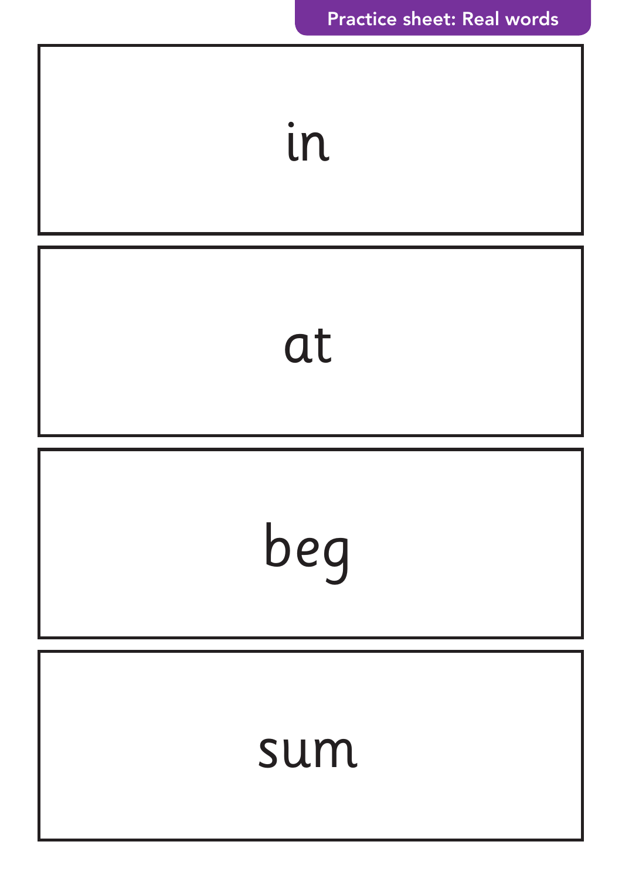Practice sheet: Real words

in

at

beg

sum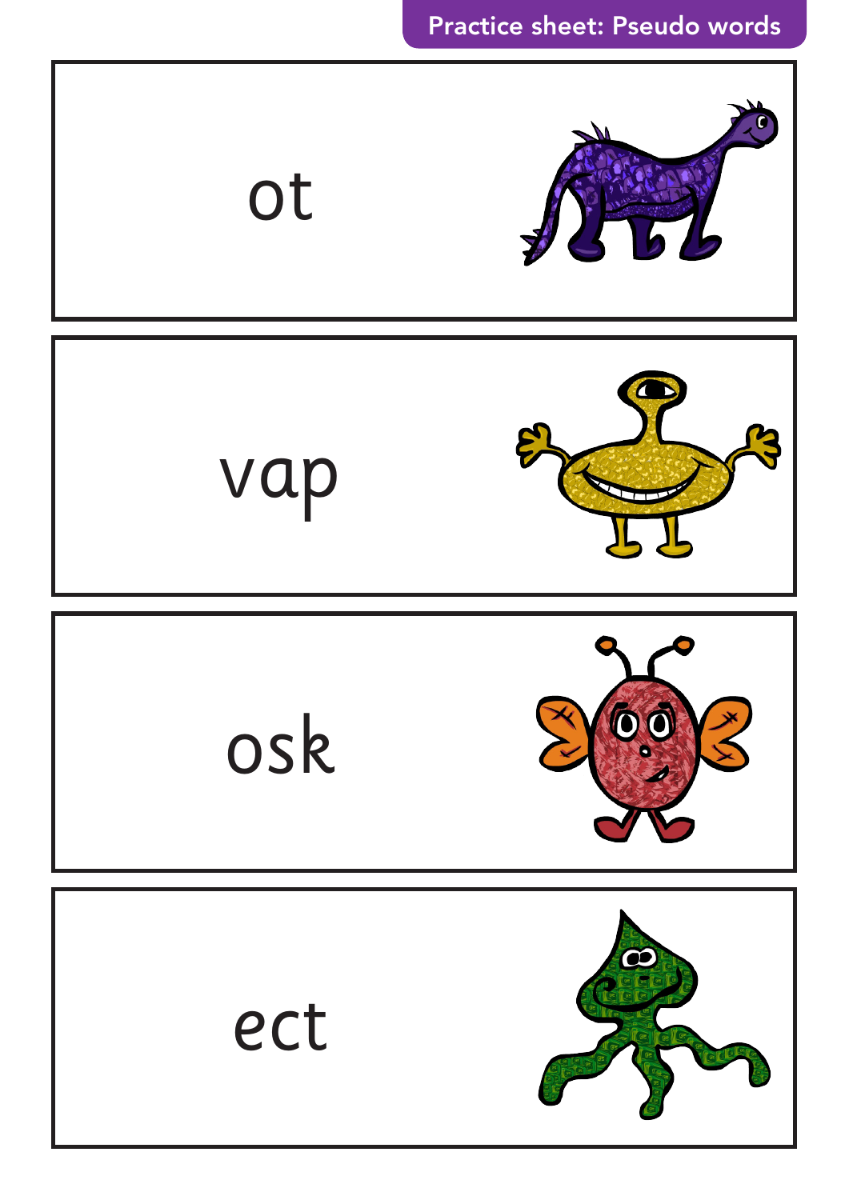Practice sheet: Pseudo words

ot

vap

osk

ect